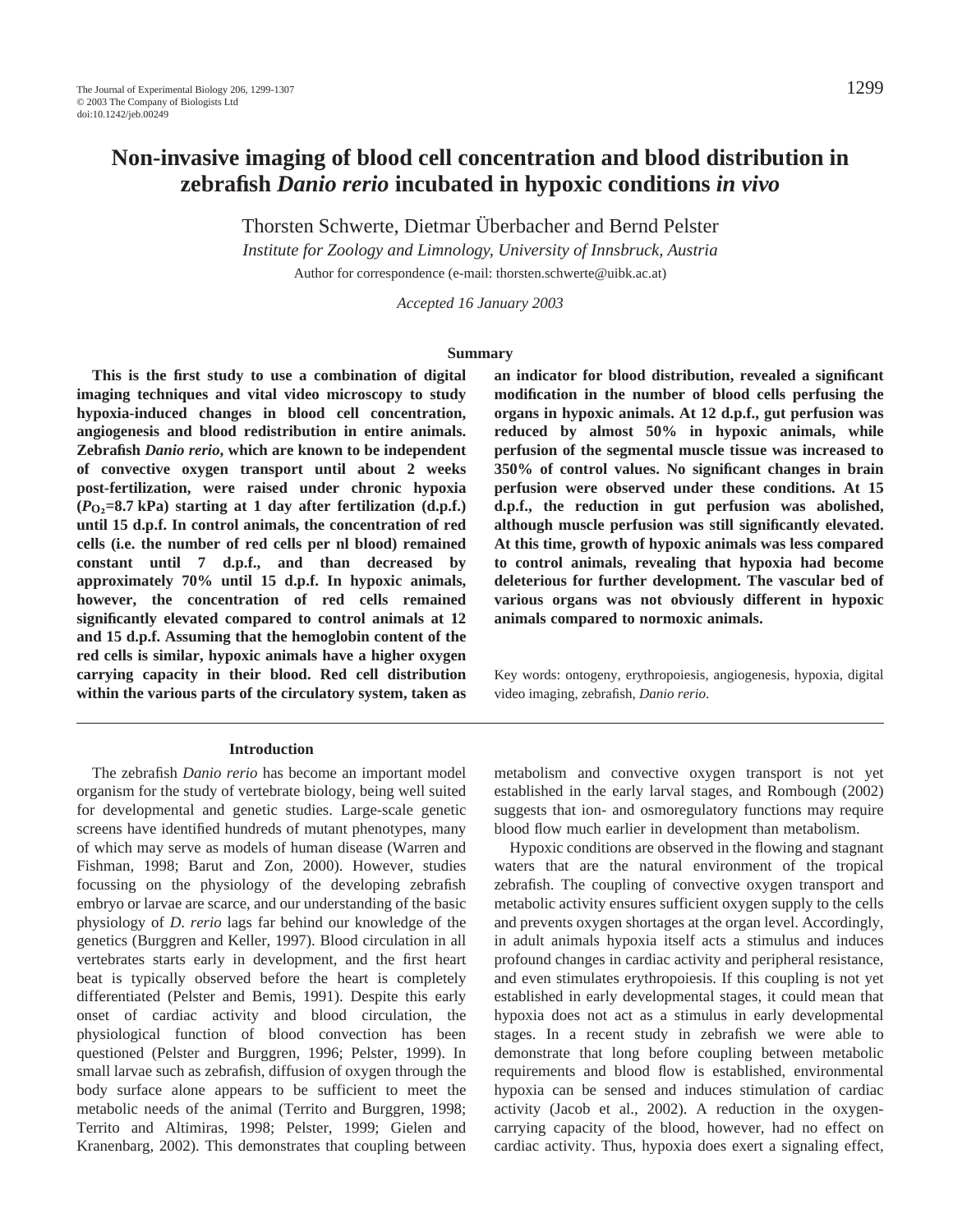# Non-invasive imaging of blood cell concentration and blood distribution in zebrafish *Danio rerio* incubated in hypoxic conditions *in vivo*

Thorsten Schwerte, Dietmar Überbacher and Bernd Pelster

*Institute for Zoology and Limnology, University of Innsbruck, Austria*

Author for correspondence (e-mail: thorsten.schwerte@uibk.ac.at)

*Accepted 16 January 2003*

## Summary

**This is the first study to use a combination of digital imaging techniques and vital video microscopy to study hypoxia-induced changes in blood cell concentration, angiogenesis and blood redistribution in entire animals. Zebrafish *Danio rerio*, which are known to be independent of convective oxygen transport until about 2 weeks post-fertilization, were raised under chronic hypoxia ($P_{O_2}$=8.7 kPa) starting at 1 day after fertilization (d.p.f.) until 15 d.p.f. In control animals, the concentration of red cells (i.e. the number of red cells per nl blood) remained constant until 7 d.p.f., and than decreased by approximately 70% until 15 d.p.f. In hypoxic animals, however, the concentration of red cells remained significantly elevated compared to control animals at 12 and 15 d.p.f. Assuming that the hemoglobin content of the red cells is similar, hypoxic animals have a higher oxygen carrying capacity in their blood. Red cell distribution within the various parts of the circulatory system, taken as an indicator for blood distribution, revealed a significant modification in the number of blood cells perfusing the organs in hypoxic animals. At 12 d.p.f., gut perfusion was reduced by almost 50% in hypoxic animals, while perfusion of the segmental muscle tissue was increased to 350% of control values. No significant changes in brain perfusion were observed under these conditions. At 15 d.p.f., the reduction in gut perfusion was abolished, although muscle perfusion was still significantly elevated. At this time, growth of hypoxic animals was less compared to control animals, revealing that hypoxia had become deleterious for further development. The vascular bed of various organs was not obviously different in hypoxic animals compared to normoxic animals.**

Key words: ontogeny, erythropoiesis, angiogenesis, hypoxia, digital video imaging, zebrafish, *Danio rerio*.

## Introduction

The zebrafish *Danio rerio* has become an important model organism for the study of vertebrate biology, being well suited for developmental and genetic studies. Large-scale genetic screens have identified hundreds of mutant phenotypes, many of which may serve as models of human disease (Warren and Fishman, 1998; Barut and Zon, 2000). However, studies focussing on the physiology of the developing zebrafish embryo or larvae are scarce, and our understanding of the basic physiology of *D. rerio* lags far behind our knowledge of the genetics (Burggren and Keller, 1997). Blood circulation in all vertebrates starts early in development, and the first heart beat is typically observed before the heart is completely differentiated (Pelster and Bemis, 1991). Despite this early onset of cardiac activity and blood circulation, the physiological function of blood convection has been questioned (Pelster and Burggren, 1996; Pelster, 1999). In small larvae such as zebrafish, diffusion of oxygen through the body surface alone appears to be sufficient to meet the metabolic needs of the animal (Territo and Burggren, 1998; Territo and Altimiras, 1998; Pelster, 1999; Gielen and Kranenbarg, 2002). This demonstrates that coupling between metabolism and convective oxygen transport is not yet established in the early larval stages, and Rombough (2002) suggests that ion- and osmoregulatory functions may require blood flow much earlier in development than metabolism.

Hypoxic conditions are observed in the flowing and stagnant waters that are the natural environment of the tropical zebrafish. The coupling of convective oxygen transport and metabolic activity ensures sufficient oxygen supply to the cells and prevents oxygen shortages at the organ level. Accordingly, in adult animals hypoxia itself acts a stimulus and induces profound changes in cardiac activity and peripheral resistance, and even stimulates erythropoiesis. If this coupling is not yet established in early developmental stages, it could mean that hypoxia does not act as a stimulus in early developmental stages. In a recent study in zebrafish we were able to demonstrate that long before coupling between metabolic requirements and blood flow is established, environmental hypoxia can be sensed and induces stimulation of cardiac activity (Jacob et al., 2002). A reduction in the oxygen-carrying capacity of the blood, however, had no effect on cardiac activity. Thus, hypoxia does exert a signaling effect,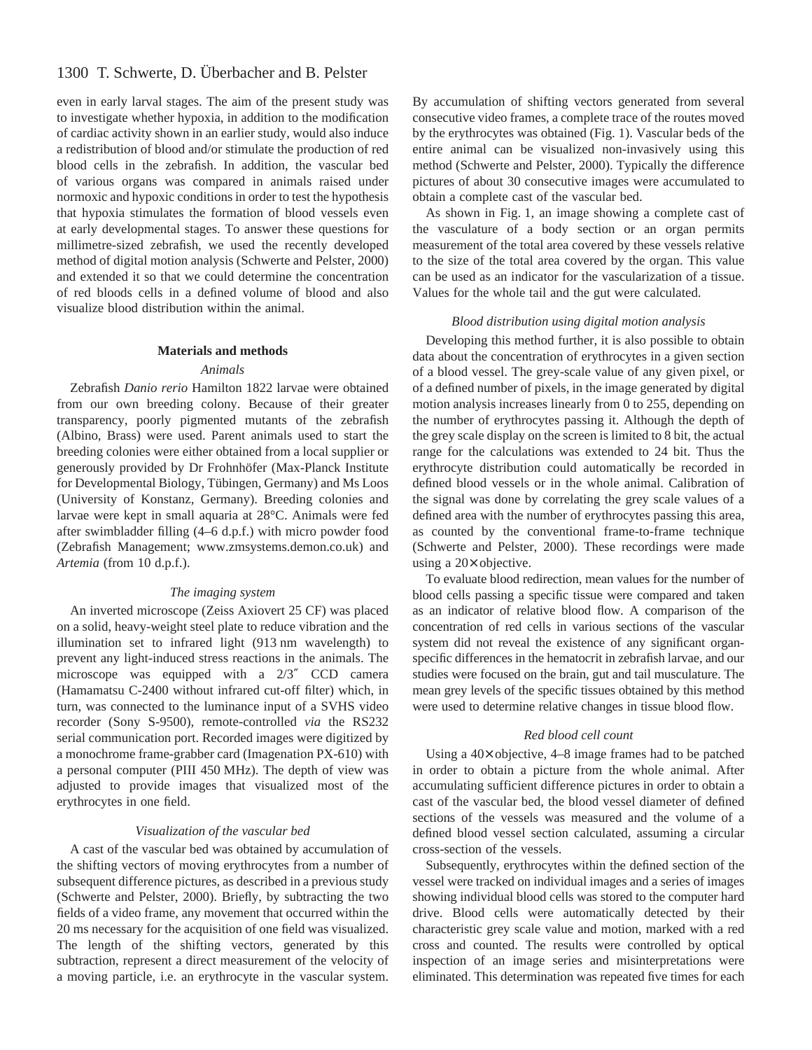even in early larval stages. The aim of the present study was to investigate whether hypoxia, in addition to the modification of cardiac activity shown in an earlier study, would also induce a redistribution of blood and/or stimulate the production of red blood cells in the zebrafish. In addition, the vascular bed of various organs was compared in animals raised under normoxic and hypoxic conditions in order to test the hypothesis that hypoxia stimulates the formation of blood vessels even at early developmental stages. To answer these questions for millimetre-sized zebrafish, we used the recently developed method of digital motion analysis (Schwerte and Pelster, 2000) and extended it so that we could determine the concentration of red bloods cells in a defined volume of blood and also visualize blood distribution within the animal.

## Materials and methods

### *Animals*

Zebrafish *Danio rerio* Hamilton 1822 larvae were obtained from our own breeding colony. Because of their greater transparency, poorly pigmented mutants of the zebrafish (Albino, Brass) were used. Parent animals used to start the breeding colonies were either obtained from a local supplier or generously provided by Dr Frohnhöfer (Max-Planck Institute for Developmental Biology, Tübingen, Germany) and Ms Loos (University of Konstanz, Germany). Breeding colonies and larvae were kept in small aquaria at 28°C. Animals were fed after swimbladder filling (4–6 d.p.f.) with micro powder food (Zebrafish Management; www.zmsystems.demon.co.uk) and *Artemia* (from 10 d.p.f.).

### *The imaging system*

An inverted microscope (Zeiss Axiovert 25 CF) was placed on a solid, heavy-weight steel plate to reduce vibration and the illumination set to infrared light (913 nm wavelength) to prevent any light-induced stress reactions in the animals. The microscope was equipped with a 2/3″ CCD camera (Hamamatsu C-2400 without infrared cut-off filter) which, in turn, was connected to the luminance input of a SVHS video recorder (Sony S-9500), remote-controlled *via* the RS232 serial communication port. Recorded images were digitized by a monochrome frame-grabber card (Imagenation PX-610) with a personal computer (PIII 450 MHz). The depth of view was adjusted to provide images that visualized most of the erythrocytes in one field.

### *Visualization of the vascular bed*

A cast of the vascular bed was obtained by accumulation of the shifting vectors of moving erythrocytes from a number of subsequent difference pictures, as described in a previous study (Schwerte and Pelster, 2000). Briefly, by subtracting the two fields of a video frame, any movement that occurred within the 20 ms necessary for the acquisition of one field was visualized. The length of the shifting vectors, generated by this subtraction, represent a direct measurement of the velocity of a moving particle, i.e. an erythrocyte in the vascular system. By accumulation of shifting vectors generated from several consecutive video frames, a complete trace of the routes moved by the erythrocytes was obtained (Fig. 1). Vascular beds of the entire animal can be visualized non-invasively using this method (Schwerte and Pelster, 2000). Typically the difference pictures of about 30 consecutive images were accumulated to obtain a complete cast of the vascular bed.

As shown in Fig. 1, an image showing a complete cast of the vasculature of a body section or an organ permits measurement of the total area covered by these vessels relative to the size of the total area covered by the organ. This value can be used as an indicator for the vascularization of a tissue. Values for the whole tail and the gut were calculated.

### *Blood distribution using digital motion analysis*

Developing this method further, it is also possible to obtain data about the concentration of erythrocytes in a given section of a blood vessel. The grey-scale value of any given pixel, or of a defined number of pixels, in the image generated by digital motion analysis increases linearly from 0 to 255, depending on the number of erythrocytes passing it. Although the depth of the grey scale display on the screen is limited to 8 bit, the actual range for the calculations was extended to 24 bit. Thus the erythrocyte distribution could automatically be recorded in defined blood vessels or in the whole animal. Calibration of the signal was done by correlating the grey scale values of a defined area with the number of erythrocytes passing this area, as counted by the conventional frame-to-frame technique (Schwerte and Pelster, 2000). These recordings were made using a 20× objective.

To evaluate blood redirection, mean values for the number of blood cells passing a specific tissue were compared and taken as an indicator of relative blood flow. A comparison of the concentration of red cells in various sections of the vascular system did not reveal the existence of any significant organ-specific differences in the hematocrit in zebrafish larvae, and our studies were focused on the brain, gut and tail musculature. The mean grey levels of the specific tissues obtained by this method were used to determine relative changes in tissue blood flow.

### *Red blood cell count*

Using a 40× objective, 4–8 image frames had to be patched in order to obtain a picture from the whole animal. After accumulating sufficient difference pictures in order to obtain a cast of the vascular bed, the blood vessel diameter of defined sections of the vessels was measured and the volume of a defined blood vessel section calculated, assuming a circular cross-section of the vessels.

Subsequently, erythrocytes within the defined section of the vessel were tracked on individual images and a series of images showing individual blood cells was stored to the computer hard drive. Blood cells were automatically detected by their characteristic grey scale value and motion, marked with a red cross and counted. The results were controlled by optical inspection of an image series and misinterpretations were eliminated. This determination was repeated five times for each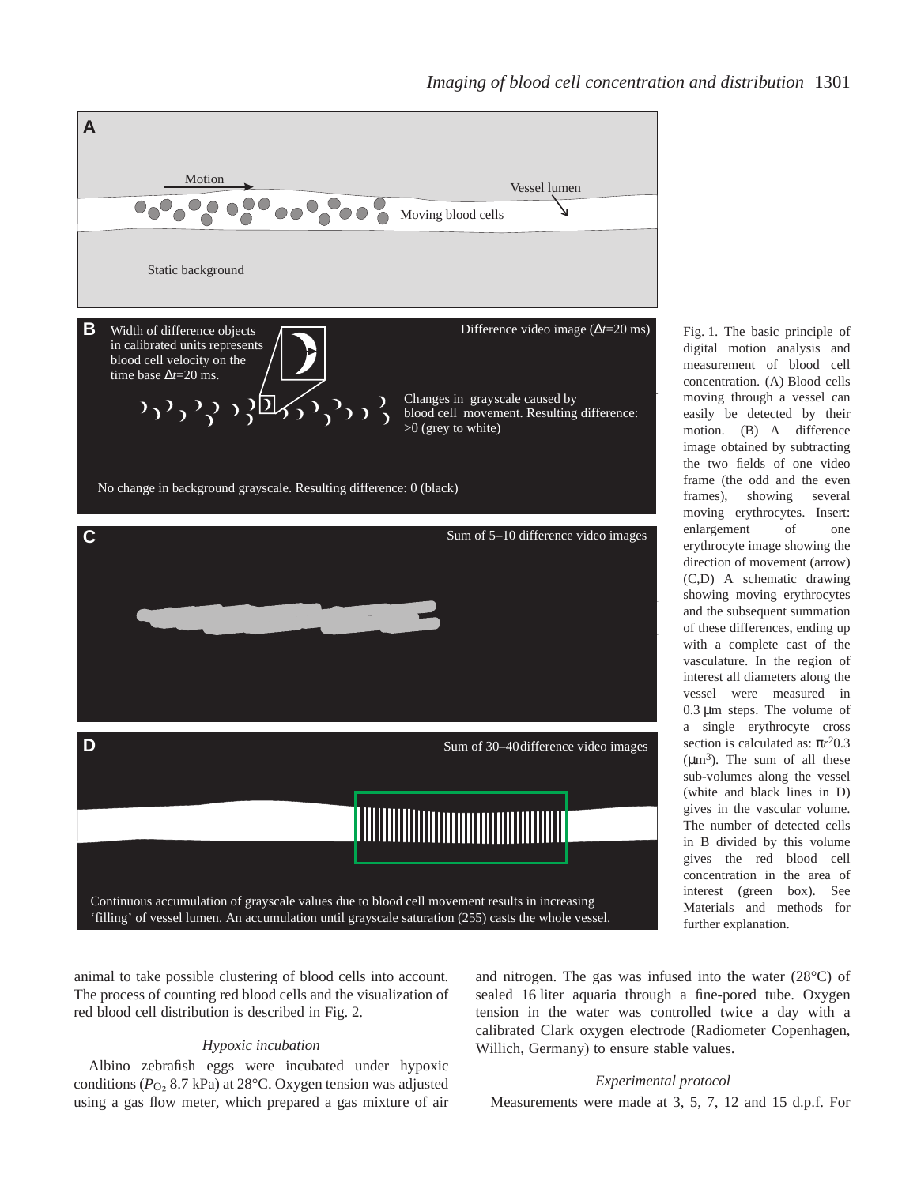Fig. 1. The basic principle of digital motion analysis and measurement of blood cell concentration. (A) Blood cells moving through a vessel can easily be detected by their motion. (B) A difference image obtained by subtracting the two fields of one video frame (the odd and the even frames), showing several moving erythrocytes. Insert: enlargement of one erythrocyte image showing the direction of movement (arrow) (C,D) A schematic drawing showing moving erythrocytes and the subsequent summation of these differences, ending up with a complete cast of the vasculature. In the region of interest all diameters along the vessel were measured in 0.3 μm steps. The volume of a single erythrocyte cross section is calculated as: $\pi r^2 0.3$ ($\mu m^3$). The sum of all these sub-volumes along the vessel (white and black lines in D) gives in the vascular volume. The number of detected cells in B divided by this volume gives the red blood cell concentration in the area of interest (green box). See Materials and methods for further explanation.

animal to take possible clustering of blood cells into account. The process of counting red blood cells and the visualization of red blood cell distribution is described in Fig. 2.

### *Hypoxic incubation*

Albino zebrafish eggs were incubated under hypoxic conditions ($P_{O_2}$ 8.7 kPa) at 28°C. Oxygen tension was adjusted using a gas flow meter, which prepared a gas mixture of air and nitrogen. The gas was infused into the water (28°C) of sealed 16 liter aquaria through a fine-pored tube. Oxygen tension in the water was controlled twice a day with a calibrated Clark oxygen electrode (Radiometer Copenhagen, Willich, Germany) to ensure stable values.

### *Experimental protocol*

Measurements were made at 3, 5, 7, 12 and 15 d.p.f. For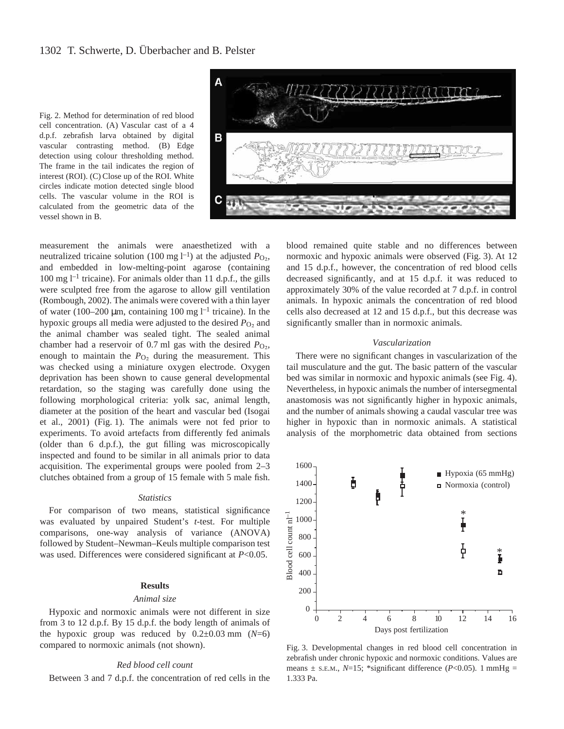Fig. 2. Method for determination of red blood cell concentration. (A) Vascular cast of a 4 d.p.f. zebrafish larva obtained by digital vascular contrasting method. (B) Edge detection using colour thresholding method. The frame in the tail indicates the region of interest (ROI). (C) Close up of the ROI. White circles indicate motion detected single blood cells. The vascular volume in the ROI is calculated from the geometric data of the vessel shown in B.

measurement the animals were anaesthetized with a neutralized tricaine solution (100 mg $l^{-1}$) at the adjusted $P_{O_2}$, and embedded in low-melting-point agarose (containing 100 mg $l^{-1}$ tricaine). For animals older than 11 d.p.f., the gills were sculpted free from the agarose to allow gill ventilation (Rombough, 2002). The animals were covered with a thin layer of water (100–200 μm, containing 100 mg $l^{-1}$ tricaine). In the hypoxic groups all media were adjusted to the desired $P_{O_2}$ and the animal chamber was sealed tight. The sealed animal chamber had a reservoir of 0.7 ml gas with the desired $P_{O_2}$, enough to maintain the $P_{O_2}$ during the measurement. This was checked using a miniature oxygen electrode. Oxygen deprivation has been shown to cause general developmental retardation, so the staging was carefully done using the following morphological criteria: yolk sac, animal length, diameter at the position of the heart and vascular bed (Isogai et al., 2001) (Fig. 1). The animals were not fed prior to experiments. To avoid artefacts from differently fed animals (older than 6 d.p.f.), the gut filling was microscopically inspected and found to be similar in all animals prior to data acquisition. The experimental groups were pooled from 2–3 clutches obtained from a group of 15 female with 5 male fish.

### *Statistics*

For comparison of two means, statistical significance was evaluated by unpaired Student's *t*-test. For multiple comparisons, one-way analysis of variance (ANOVA) followed by Student–Newman–Keuls multiple comparison test was used. Differences were considered significant at $P<0.05$.

## Results

### *Animal size*

Hypoxic and normoxic animals were not different in size from 3 to 12 d.p.f. By 15 d.p.f. the body length of animals of the hypoxic group was reduced by 0.2±0.03 mm ($N$=6) compared to normoxic animals (not shown).

### *Red blood cell count*

Between 3 and 7 d.p.f. the concentration of red cells in the blood remained quite stable and no differences between normoxic and hypoxic animals were observed (Fig. 3). At 12 and 15 d.p.f., however, the concentration of red blood cells decreased significantly, and at 15 d.p.f. it was reduced to approximately 30% of the value recorded at 7 d.p.f. in control animals. In hypoxic animals the concentration of red blood cells also decreased at 12 and 15 d.p.f., but this decrease was significantly smaller than in normoxic animals.

### *Vascularization*

There were no significant changes in vascularization of the tail musculature and the gut. The basic pattern of the vascular bed was similar in normoxic and hypoxic animals (see Fig. 4). Nevertheless, in hypoxic animals the number of intersegmental anastomosis was not significantly higher in hypoxic animals, and the number of animals showing a caudal vascular tree was higher in hypoxic than in normoxic animals. A statistical analysis of the morphometric data obtained from sections

Fig. 3. Developmental changes in red blood cell concentration in zebrafish under chronic hypoxic and normoxic conditions. Values are means ± S.E.M., $N$=15; *significant difference ($P<0.05$). 1 mmHg = 1.333 Pa.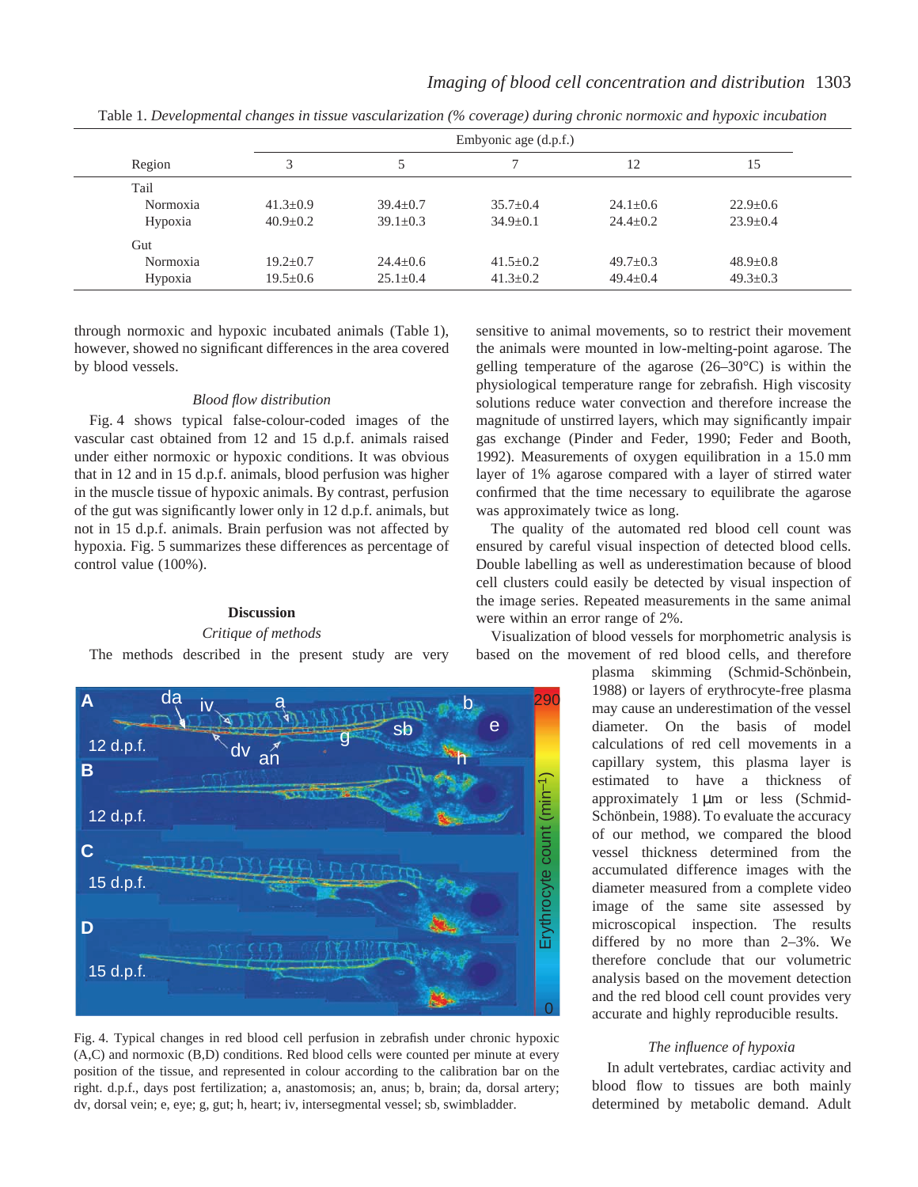Table 1. *Developmental changes in tissue vascularization (% coverage) during chronic normoxic and hypoxic incubation*

| Region | Embyonic age (d.p.f.) | | | | |
|---|---|---|---|---|---|
| | 3 | 5 | 7 | 12 | 15 |
| Tail | | | | | |
| Normoxia | 41.3±0.9 | 39.4±0.7 | 35.7±0.4 | 24.1±0.6 | 22.9±0.6 |
| Hypoxia | 40.9±0.2 | 39.1±0.3 | 34.9±0.1 | 24.4±0.2 | 23.9±0.4 |
| Gut | | | | | |
| Normoxia | 19.2±0.7 | 24.4±0.6 | 41.5±0.2 | 49.7±0.3 | 48.9±0.8 |
| Hypoxia | 19.5±0.6 | 25.1±0.4 | 41.3±0.2 | 49.4±0.4 | 49.3±0.3 |

through normoxic and hypoxic incubated animals (Table 1), however, showed no significant differences in the area covered by blood vessels.

### *Blood flow distribution*

Fig. 4 shows typical false-colour-coded images of the vascular cast obtained from 12 and 15 d.p.f. animals raised under either normoxic or hypoxic conditions. It was obvious that in 12 and in 15 d.p.f. animals, blood perfusion was higher in the muscle tissue of hypoxic animals. By contrast, perfusion of the gut was significantly lower only in 12 d.p.f. animals, but not in 15 d.p.f. animals. Brain perfusion was not affected by hypoxia. Fig. 5 summarizes these differences as percentage of control value (100%).

## Discussion

### *Critique of methods*

The methods described in the present study are very sensitive to animal movements, so to restrict their movement the animals were mounted in low-melting-point agarose. The gelling temperature of the agarose (26–30°C) is within the physiological temperature range for zebrafish. High viscosity solutions reduce water convection and therefore increase the magnitude of unstirred layers, which may significantly impair gas exchange (Pinder and Feder, 1990; Feder and Booth, 1992). Measurements of oxygen equilibration in a 15.0 mm layer of 1% agarose compared with a layer of stirred water confirmed that the time necessary to equilibrate the agarose was approximately twice as long.

The quality of the automated red blood cell count was ensured by careful visual inspection of detected blood cells. Double labelling as well as underestimation because of blood cell clusters could easily be detected by visual inspection of the image series. Repeated measurements in the same animal were within an error range of 2%.

Visualization of blood vessels for morphometric analysis is based on the movement of red blood cells, and therefore plasma skimming (Schmid-Schönbein, 1988) or layers of erythrocyte-free plasma may cause an underestimation of the vessel diameter. On the basis of model calculations of red cell movements in a capillary system, this plasma layer is estimated to have a thickness of approximately 1 μm or less (Schmid-Schönbein, 1988). To evaluate the accuracy of our method, we compared the blood vessel thickness determined from the accumulated difference images with the diameter measured from a complete video image of the same site assessed by microscopical inspection. The results differed by no more than 2–3%. We therefore conclude that our volumetric analysis based on the movement detection and the red blood cell count provides very accurate and highly reproducible results.

Fig. 4. Typical changes in red blood cell perfusion in zebrafish under chronic hypoxic (A,C) and normoxic (B,D) conditions. Red blood cells were counted per minute at every position of the tissue, and represented in colour according to the calibration bar on the right. d.p.f., days post fertilization; a, anastomosis; an, anus; b, brain; da, dorsal artery; dv, dorsal vein; e, eye; g, gut; h, heart; iv, intersegmental vessel; sb, swimbladder.

### *The influence of hypoxia*

In adult vertebrates, cardiac activity and blood flow to tissues are both mainly determined by metabolic demand. Adult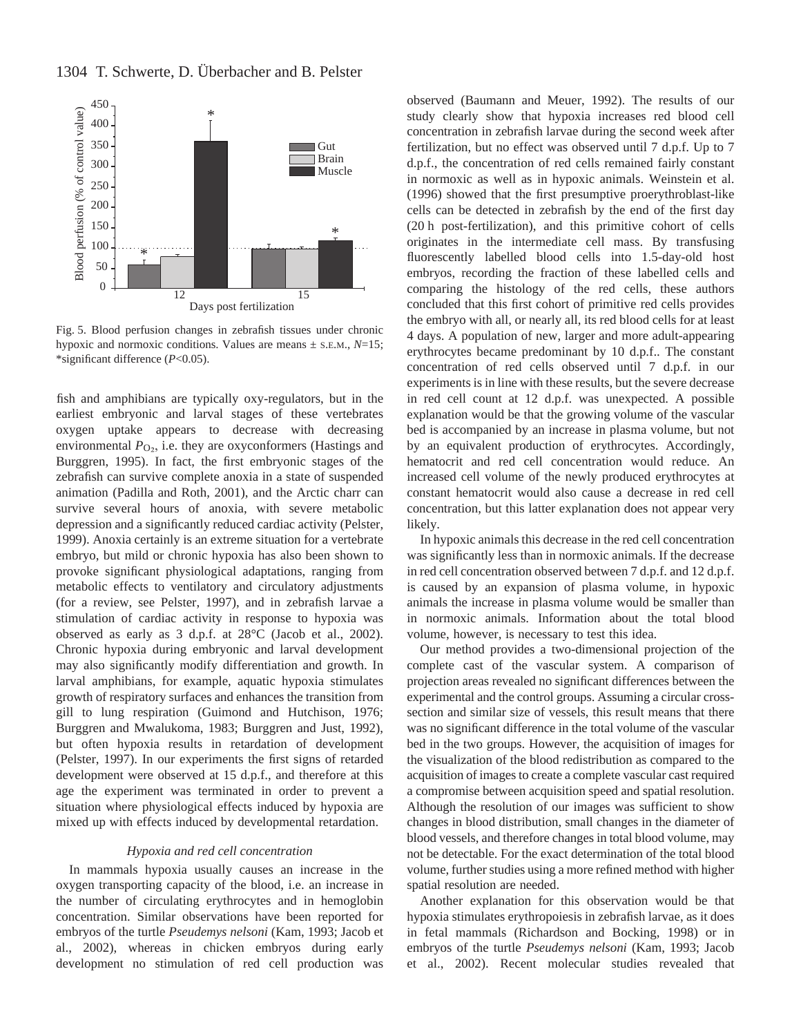Fig. 5. Blood perfusion changes in zebrafish tissues under chronic hypoxic and normoxic conditions. Values are means ± S.E.M., $N$=15; *significant difference ($P$<0.05).

fish and amphibians are typically oxy-regulators, but in the earliest embryonic and larval stages of these vertebrates oxygen uptake appears to decrease with decreasing environmental $P_{O_2}$, i.e. they are oxyconformers (Hastings and Burggren, 1995). In fact, the first embryonic stages of the zebrafish can survive complete anoxia in a state of suspended animation (Padilla and Roth, 2001), and the Arctic charr can survive several hours of anoxia, with severe metabolic depression and a significantly reduced cardiac activity (Pelster, 1999). Anoxia certainly is an extreme situation for a vertebrate embryo, but mild or chronic hypoxia has also been shown to provoke significant physiological adaptations, ranging from metabolic effects to ventilatory and circulatory adjustments (for a review, see Pelster, 1997), and in zebrafish larvae a stimulation of cardiac activity in response to hypoxia was observed as early as 3 d.p.f. at 28°C (Jacob et al., 2002). Chronic hypoxia during embryonic and larval development may also significantly modify differentiation and growth. In larval amphibians, for example, aquatic hypoxia stimulates growth of respiratory surfaces and enhances the transition from gill to lung respiration (Guimond and Hutchison, 1976; Burggren and Mwalukoma, 1983; Burggren and Just, 1992), but often hypoxia results in retardation of development (Pelster, 1997). In our experiments the first signs of retarded development were observed at 15 d.p.f., and therefore at this age the experiment was terminated in order to prevent a situation where physiological effects induced by hypoxia are mixed up with effects induced by developmental retardation.

### *Hypoxia and red cell concentration*

In mammals hypoxia usually causes an increase in the oxygen transporting capacity of the blood, i.e. an increase in the number of circulating erythrocytes and in hemoglobin concentration. Similar observations have been reported for embryos of the turtle *Pseudemys nelsoni* (Kam, 1993; Jacob et al., 2002), whereas in chicken embryos during early development no stimulation of red cell production was observed (Baumann and Meuer, 1992). The results of our study clearly show that hypoxia increases red blood cell concentration in zebrafish larvae during the second week after fertilization, but no effect was observed until 7 d.p.f. Up to 7 d.p.f., the concentration of red cells remained fairly constant in normoxic as well as in hypoxic animals. Weinstein et al. (1996) showed that the first presumptive proerythroblast-like cells can be detected in zebrafish by the end of the first day (20 h post-fertilization), and this primitive cohort of cells originates in the intermediate cell mass. By transfusing fluorescently labelled blood cells into 1.5-day-old host embryos, recording the fraction of these labelled cells and comparing the histology of the red cells, these authors concluded that this first cohort of primitive red cells provides the embryo with all, or nearly all, its red blood cells for at least 4 days. A population of new, larger and more adult-appearing erythrocytes became predominant by 10 d.p.f.. The constant concentration of red cells observed until 7 d.p.f. in our experiments is in line with these results, but the severe decrease in red cell count at 12 d.p.f. was unexpected. A possible explanation would be that the growing volume of the vascular bed is accompanied by an increase in plasma volume, but not by an equivalent production of erythrocytes. Accordingly, hematocrit and red cell concentration would reduce. An increased cell volume of the newly produced erythrocytes at constant hematocrit would also cause a decrease in red cell concentration, but this latter explanation does not appear very likely.

In hypoxic animals this decrease in the red cell concentration was significantly less than in normoxic animals. If the decrease in red cell concentration observed between 7 d.p.f. and 12 d.p.f. is caused by an expansion of plasma volume, in hypoxic animals the increase in plasma volume would be smaller than in normoxic animals. Information about the total blood volume, however, is necessary to test this idea.

Our method provides a two-dimensional projection of the complete cast of the vascular system. A comparison of projection areas revealed no significant differences between the experimental and the control groups. Assuming a circular cross-section and similar size of vessels, this result means that there was no significant difference in the total volume of the vascular bed in the two groups. However, the acquisition of images for the visualization of the blood redistribution as compared to the acquisition of images to create a complete vascular cast required a compromise between acquisition speed and spatial resolution. Although the resolution of our images was sufficient to show changes in blood distribution, small changes in the diameter of blood vessels, and therefore changes in total blood volume, may not be detectable. For the exact determination of the total blood volume, further studies using a more refined method with higher spatial resolution are needed.

Another explanation for this observation would be that hypoxia stimulates erythropoiesis in zebrafish larvae, as it does in fetal mammals (Richardson and Bocking, 1998) or in embryos of the turtle *Pseudemys nelsoni* (Kam, 1993; Jacob et al., 2002). Recent molecular studies revealed that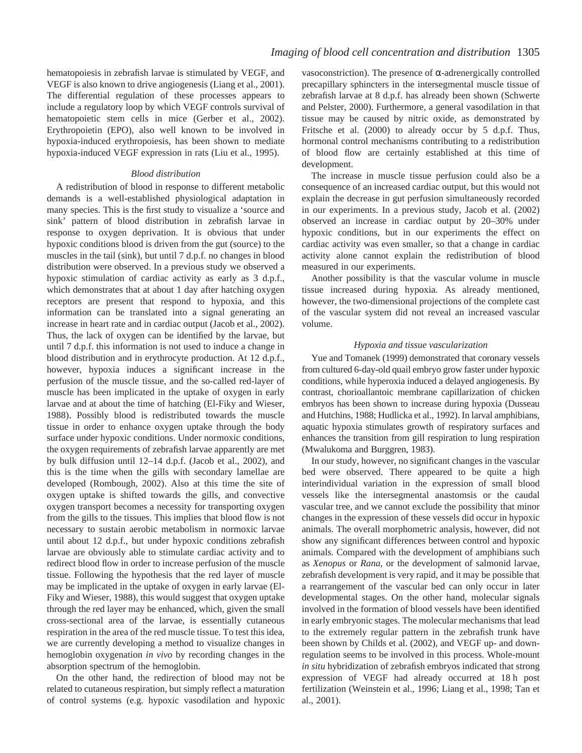hematopoiesis in zebrafish larvae is stimulated by VEGF, and VEGF is also known to drive angiogenesis (Liang et al., 2001). The differential regulation of these processes appears to include a regulatory loop by which VEGF controls survival of hematopoietic stem cells in mice (Gerber et al., 2002). Erythropoietin (EPO), also well known to be involved in hypoxia-induced erythropoiesis, has been shown to mediate hypoxia-induced VEGF expression in rats (Liu et al., 1995).

### *Blood distribution*

A redistribution of blood in response to different metabolic demands is a well-established physiological adaptation in many species. This is the first study to visualize a 'source and sink' pattern of blood distribution in zebrafish larvae in response to oxygen deprivation. It is obvious that under hypoxic conditions blood is driven from the gut (source) to the muscles in the tail (sink), but until 7 d.p.f. no changes in blood distribution were observed. In a previous study we observed a hypoxic stimulation of cardiac activity as early as 3 d.p.f., which demonstrates that at about 1 day after hatching oxygen receptors are present that respond to hypoxia, and this information can be translated into a signal generating an increase in heart rate and in cardiac output (Jacob et al., 2002). Thus, the lack of oxygen can be identified by the larvae, but until 7 d.p.f. this information is not used to induce a change in blood distribution and in erythrocyte production. At 12 d.p.f., however, hypoxia induces a significant increase in the perfusion of the muscle tissue, and the so-called red-layer of muscle has been implicated in the uptake of oxygen in early larvae and at about the time of hatching (El-Fiky and Wieser, 1988). Possibly blood is redistributed towards the muscle tissue in order to enhance oxygen uptake through the body surface under hypoxic conditions. Under normoxic conditions, the oxygen requirements of zebrafish larvae apparently are met by bulk diffusion until 12–14 d.p.f. (Jacob et al., 2002), and this is the time when the gills with secondary lamellae are developed (Rombough, 2002). Also at this time the site of oxygen uptake is shifted towards the gills, and convective oxygen transport becomes a necessity for transporting oxygen from the gills to the tissues. This implies that blood flow is not necessary to sustain aerobic metabolism in normoxic larvae until about 12 d.p.f., but under hypoxic conditions zebrafish larvae are obviously able to stimulate cardiac activity and to redirect blood flow in order to increase perfusion of the muscle tissue. Following the hypothesis that the red layer of muscle may be implicated in the uptake of oxygen in early larvae (El-Fiky and Wieser, 1988), this would suggest that oxygen uptake through the red layer may be enhanced, which, given the small cross-sectional area of the larvae, is essentially cutaneous respiration in the area of the red muscle tissue. To test this idea, we are currently developing a method to visualize changes in hemoglobin oxygenation *in vivo* by recording changes in the absorption spectrum of the hemoglobin.

On the other hand, the redirection of blood may not be related to cutaneous respiration, but simply reflect a maturation of control systems (e.g. hypoxic vasodilation and hypoxic vasoconstriction). The presence of α-adrenergically controlled precapillary sphincters in the intersegmental muscle tissue of zebrafish larvae at 8 d.p.f. has already been shown (Schwerte and Pelster, 2000). Furthermore, a general vasodilation in that tissue may be caused by nitric oxide, as demonstrated by Fritsche et al. (2000) to already occur by 5 d.p.f. Thus, hormonal control mechanisms contributing to a redistribution of blood flow are certainly established at this time of development.

The increase in muscle tissue perfusion could also be a consequence of an increased cardiac output, but this would not explain the decrease in gut perfusion simultaneously recorded in our experiments. In a previous study, Jacob et al. (2002) observed an increase in cardiac output by 20–30% under hypoxic conditions, but in our experiments the effect on cardiac activity was even smaller, so that a change in cardiac activity alone cannot explain the redistribution of blood measured in our experiments.

Another possibility is that the vascular volume in muscle tissue increased during hypoxia. As already mentioned, however, the two-dimensional projections of the complete cast of the vascular system did not reveal an increased vascular volume.

### *Hypoxia and tissue vascularization*

Yue and Tomanek (1999) demonstrated that coronary vessels from cultured 6-day-old quail embryo grow faster under hypoxic conditions, while hyperoxia induced a delayed angiogenesis. By contrast, chorioallantoic membrane capillarization of chicken embryos has been shown to increase during hypoxia (Dusseau and Hutchins, 1988; Hudlicka et al., 1992). In larval amphibians, aquatic hypoxia stimulates growth of respiratory surfaces and enhances the transition from gill respiration to lung respiration (Mwalukoma and Burggren, 1983).

In our study, however, no significant changes in the vascular bed were observed. There appeared to be quite a high interindividual variation in the expression of small blood vessels like the intersegmental anastomsis or the caudal vascular tree, and we cannot exclude the possibility that minor changes in the expression of these vessels did occur in hypoxic animals. The overall morphometric analysis, however, did not show any significant differences between control and hypoxic animals. Compared with the development of amphibians such as *Xenopus* or *Rana*, or the development of salmonid larvae, zebrafish development is very rapid, and it may be possible that a rearrangement of the vascular bed can only occur in later developmental stages. On the other hand, molecular signals involved in the formation of blood vessels have been identified in early embryonic stages. The molecular mechanisms that lead to the extremely regular pattern in the zebrafish trunk have been shown by Childs et al. (2002), and VEGF up- and down-regulation seems to be involved in this process. Whole-mount *in situ* hybridization of zebrafish embryos indicated that strong expression of VEGF had already occurred at 18 h post fertilization (Weinstein et al., 1996; Liang et al., 1998; Tan et al., 2001).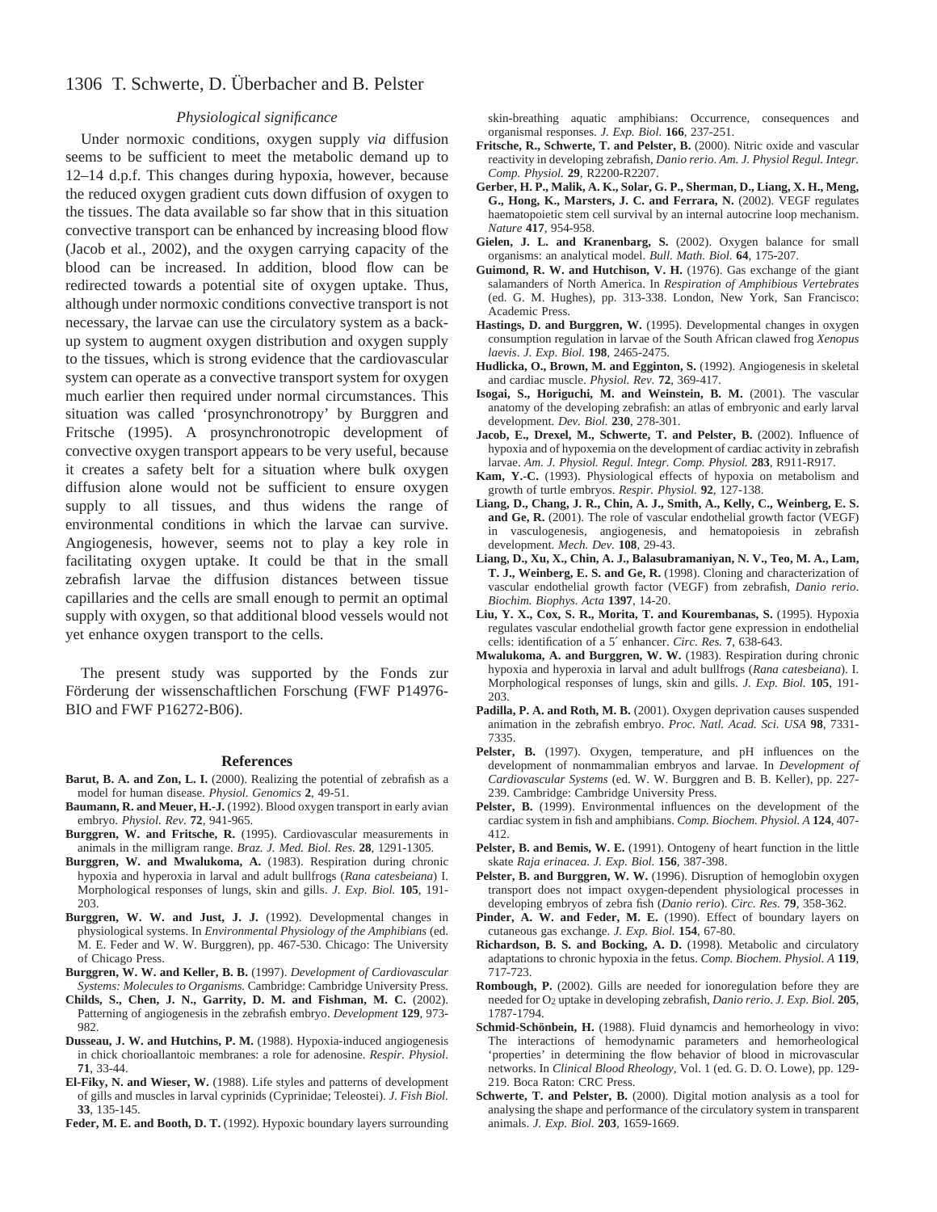### *Physiological significance*

Under normoxic conditions, oxygen supply *via* diffusion seems to be sufficient to meet the metabolic demand up to 12–14 d.p.f. This changes during hypoxia, however, because the reduced oxygen gradient cuts down diffusion of oxygen to the tissues. The data available so far show that in this situation convective transport can be enhanced by increasing blood flow (Jacob et al., 2002), and the oxygen carrying capacity of the blood can be increased. In addition, blood flow can be redirected towards a potential site of oxygen uptake. Thus, although under normoxic conditions convective transport is not necessary, the larvae can use the circulatory system as a back-up system to augment oxygen distribution and oxygen supply to the tissues, which is strong evidence that the cardiovascular system can operate as a convective transport system for oxygen much earlier then required under normal circumstances. This situation was called 'prosynchronotropy' by Burggren and Fritsche (1995). A prosynchronotropic development of convective oxygen transport appears to be very useful, because it creates a safety belt for a situation where bulk oxygen diffusion alone would not be sufficient to ensure oxygen supply to all tissues, and thus widens the range of environmental conditions in which the larvae can survive. Angiogenesis, however, seems not to play a key role in facilitating oxygen uptake. It could be that in the small zebrafish larvae the diffusion distances between tissue capillaries and the cells are small enough to permit an optimal supply with oxygen, so that additional blood vessels would not yet enhance oxygen transport to the cells.

The present study was supported by the Fonds zur Förderung der wissenschaftlichen Forschung (FWF P14976-BIO and FWF P16272-B06).

## References

**Barut, B. A. and Zon, L. I.** (2000). Realizing the potential of zebrafish as a model for human disease. *Physiol. Genomics* **2**, 49-51.

**Baumann, R. and Meuer, H.-J.** (1992). Blood oxygen transport in early avian embryo. *Physiol. Rev.* **72**, 941-965.

**Burggren, W. and Fritsche, R.** (1995). Cardiovascular measurements in animals in the milligram range. *Braz. J. Med. Biol. Res.* **28**, 1291-1305.

**Burggren, W. and Mwalukoma, A.** (1983). Respiration during chronic hypoxia and hyperoxia in larval and adult bullfrogs (*Rana catesbeiana*) I. Morphological responses of lungs, skin and gills. *J. Exp. Biol.* **105**, 191-203.

**Burggren, W. W. and Just, J. J.** (1992). Developmental changes in physiological systems. In *Environmental Physiology of the Amphibians* (ed. M. E. Feder and W. W. Burggren), pp. 467-530. Chicago: The University of Chicago Press.

**Burggren, W. W. and Keller, B. B.** (1997). *Development of Cardiovascular Systems: Molecules to Organisms.* Cambridge: Cambridge University Press.

**Childs, S., Chen, J. N., Garrity, D. M. and Fishman, M. C.** (2002). Patterning of angiogenesis in the zebrafish embryo. *Development* **129**, 973-982.

**Dusseau, J. W. and Hutchins, P. M.** (1988). Hypoxia-induced angiogenesis in chick chorioallantoic membranes: a role for adenosine. *Respir. Physiol.* **71**, 33-44.

**El-Fiky, N. and Wieser, W.** (1988). Life styles and patterns of development of gills and muscles in larval cyprinids (Cyprinidae; Teleostei). *J. Fish Biol.* **33**, 135-145.

**Feder, M. E. and Booth, D. T.** (1992). Hypoxic boundary layers surrounding skin-breathing aquatic amphibians: Occurrence, consequences and organismal responses. *J. Exp. Biol.* **166**, 237-251.

**Fritsche, R., Schwerte, T. and Pelster, B.** (2000). Nitric oxide and vascular reactivity in developing zebrafish, *Danio rerio*. *Am. J. Physiol Regul. Integr. Comp. Physiol.* **29**, R2200-R2207.

**Gerber, H. P., Malik, A. K., Solar, G. P., Sherman, D., Liang, X. H., Meng, G., Hong, K., Marsters, J. C. and Ferrara, N.** (2002). VEGF regulates haematopoietic stem cell survival by an internal autocrine loop mechanism. *Nature* **417**, 954-958.

**Gielen, J. L. and Kranenbarg, S.** (2002). Oxygen balance for small organisms: an analytical model. *Bull. Math. Biol.* **64**, 175-207.

**Guimond, R. W. and Hutchison, V. H.** (1976). Gas exchange of the giant salamanders of North America. In *Respiration of Amphibious Vertebrates* (ed. G. M. Hughes), pp. 313-338. London, New York, San Francisco: Academic Press.

**Hastings, D. and Burggren, W.** (1995). Developmental changes in oxygen consumption regulation in larvae of the South African clawed frog *Xenopus laevis*. *J. Exp. Biol.* **198**, 2465-2475.

**Hudlicka, O., Brown, M. and Egginton, S.** (1992). Angiogenesis in skeletal and cardiac muscle. *Physiol. Rev.* **72**, 369-417.

**Isogai, S., Horiguchi, M. and Weinstein, B. M.** (2001). The vascular anatomy of the developing zebrafish: an atlas of embryonic and early larval development. *Dev. Biol.* **230**, 278-301.

**Jacob, E., Drexel, M., Schwerte, T. and Pelster, B.** (2002). Influence of hypoxia and of hypoxemia on the development of cardiac activity in zebrafish larvae. *Am. J. Physiol. Regul. Integr. Comp. Physiol.* **283**, R911-R917.

**Kam, Y.-C.** (1993). Physiological effects of hypoxia on metabolism and growth of turtle embryos. *Respir. Physiol.* **92**, 127-138.

**Liang, D., Chang, J. R., Chin, A. J., Smith, A., Kelly, C., Weinberg, E. S. and Ge, R.** (2001). The role of vascular endothelial growth factor (VEGF) in vasculogenesis, angiogenesis, and hematopoiesis in zebrafish development. *Mech. Dev.* **108**, 29-43.

**Liang, D., Xu, X., Chin, A. J., Balasubramaniyan, N. V., Teo, M. A., Lam, T. J., Weinberg, E. S. and Ge, R.** (1998). Cloning and characterization of vascular endothelial growth factor (VEGF) from zebrafish, *Danio rerio*. *Biochim. Biophys. Acta* **1397**, 14-20.

**Liu, Y. X., Cox, S. R., Morita, T. and Kourembanas, S.** (1995). Hypoxia regulates vascular endothelial growth factor gene expression in endothelial cells: identification of a 5′ enhancer. *Circ. Res.* **7**, 638-643.

**Mwalukoma, A. and Burggren, W. W.** (1983). Respiration during chronic hypoxia and hyperoxia in larval and adult bullfrogs (*Rana catesbeiana*). I. Morphological responses of lungs, skin and gills. *J. Exp. Biol.* **105**, 191-203.

**Padilla, P. A. and Roth, M. B.** (2001). Oxygen deprivation causes suspended animation in the zebrafish embryo. *Proc. Natl. Acad. Sci. USA* **98**, 7331-7335.

**Pelster, B.** (1997). Oxygen, temperature, and pH influences on the development of nonmammalian embryos and larvae. In *Development of Cardiovascular Systems* (ed. W. W. Burggren and B. B. Keller), pp. 227-239. Cambridge: Cambridge University Press.

**Pelster, B.** (1999). Environmental influences on the development of the cardiac system in fish and amphibians. *Comp. Biochem. Physiol. A* **124**, 407-412.

**Pelster, B. and Bemis, W. E.** (1991). Ontogeny of heart function in the little skate *Raja erinacea*. *J. Exp. Biol.* **156**, 387-398.

**Pelster, B. and Burggren, W. W.** (1996). Disruption of hemoglobin oxygen transport does not impact oxygen-dependent physiological processes in developing embryos of zebra fish (*Danio rerio*). *Circ. Res.* **79**, 358-362.

**Pinder, A. W. and Feder, M. E.** (1990). Effect of boundary layers on cutaneous gas exchange. *J. Exp. Biol.* **154**, 67-80.

**Richardson, B. S. and Bocking, A. D.** (1998). Metabolic and circulatory adaptations to chronic hypoxia in the fetus. *Comp. Biochem. Physiol. A* **119**, 717-723.

**Rombough, P.** (2002). Gills are needed for ionoregulation before they are needed for $O_2$ uptake in developing zebrafish, *Danio rerio*. *J. Exp. Biol.* **205**, 1787-1794.

**Schmid-Schönbein, H.** (1988). Fluid dynamcis and hemorheology in vivo: The interactions of hemodynamic parameters and hemorheological 'properties' in determining the flow behavior of blood in microvascular networks. In *Clinical Blood Rheology*, Vol. 1 (ed. G. D. O. Lowe), pp. 129-219. Boca Raton: CRC Press.

**Schwerte, T. and Pelster, B.** (2000). Digital motion analysis as a tool for analysing the shape and performance of the circulatory system in transparent animals. *J. Exp. Biol.* **203**, 1659-1669.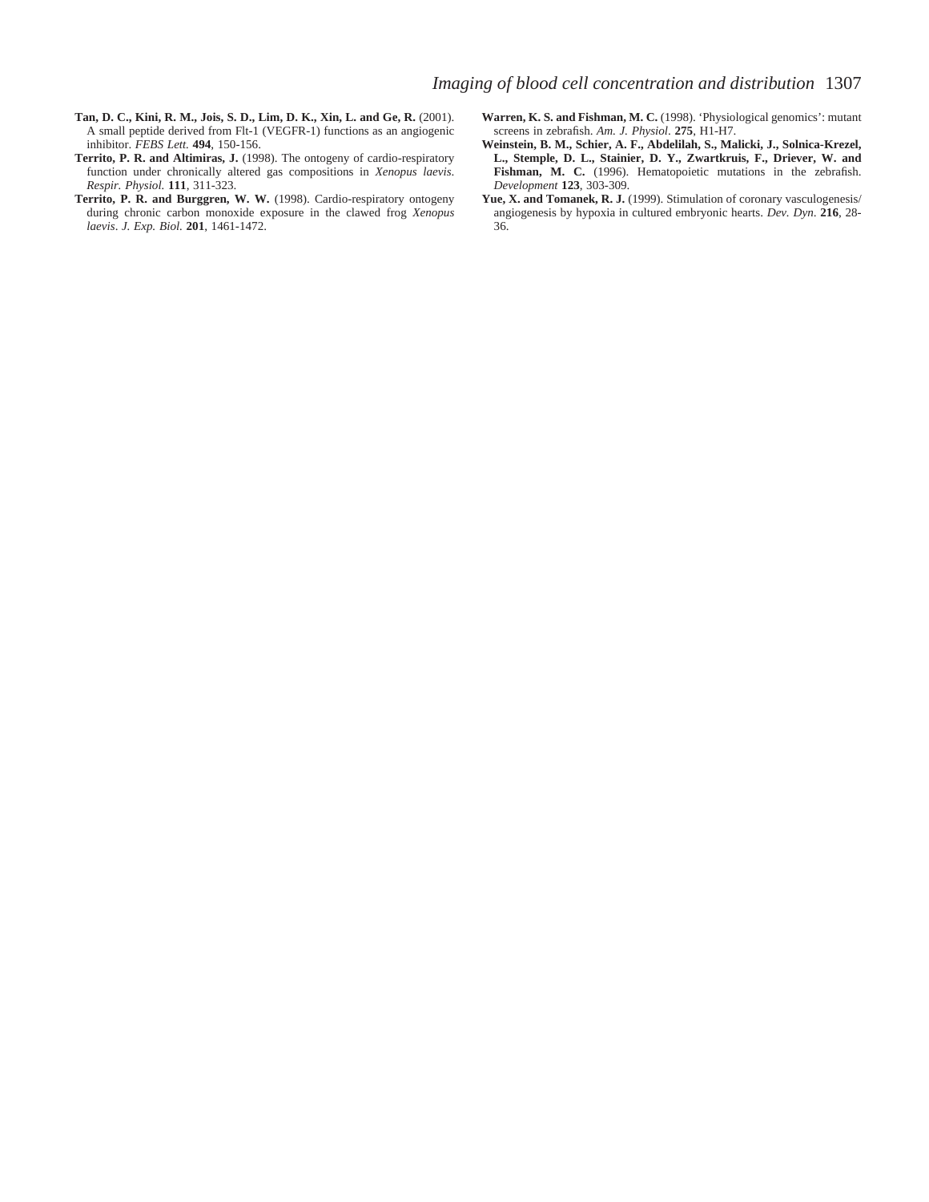**Tan, D. C., Kini, R. M., Jois, S. D., Lim, D. K., Xin, L. and Ge, R.** (2001). A small peptide derived from Flt-1 (VEGFR-1) functions as an angiogenic inhibitor. *FEBS Lett.* **494**, 150-156.

**Territo, P. R. and Altimiras, J.** (1998). The ontogeny of cardio-respiratory function under chronically altered gas compositions in *Xenopus laevis. Respir. Physiol.* **111**, 311-323.

**Territo, P. R. and Burggren, W. W.** (1998). Cardio-respiratory ontogeny during chronic carbon monoxide exposure in the clawed frog *Xenopus laevis*. *J. Exp. Biol.* **201**, 1461-1472.

**Warren, K. S. and Fishman, M. C.** (1998). 'Physiological genomics': mutant screens in zebrafish. *Am. J. Physiol*. **275**, H1-H7.

**Weinstein, B. M., Schier, A. F., Abdelilah, S., Malicki, J., Solnica-Krezel, L., Stemple, D. L., Stainier, D. Y., Zwartkruis, F., Driever, W. and Fishman, M. C.** (1996). Hematopoietic mutations in the zebrafish. *Development* **123**, 303-309.

**Yue, X. and Tomanek, R. J.** (1999). Stimulation of coronary vasculogenesis/angiogenesis by hypoxia in cultured embryonic hearts. *Dev. Dyn*. **216**, 28-36.